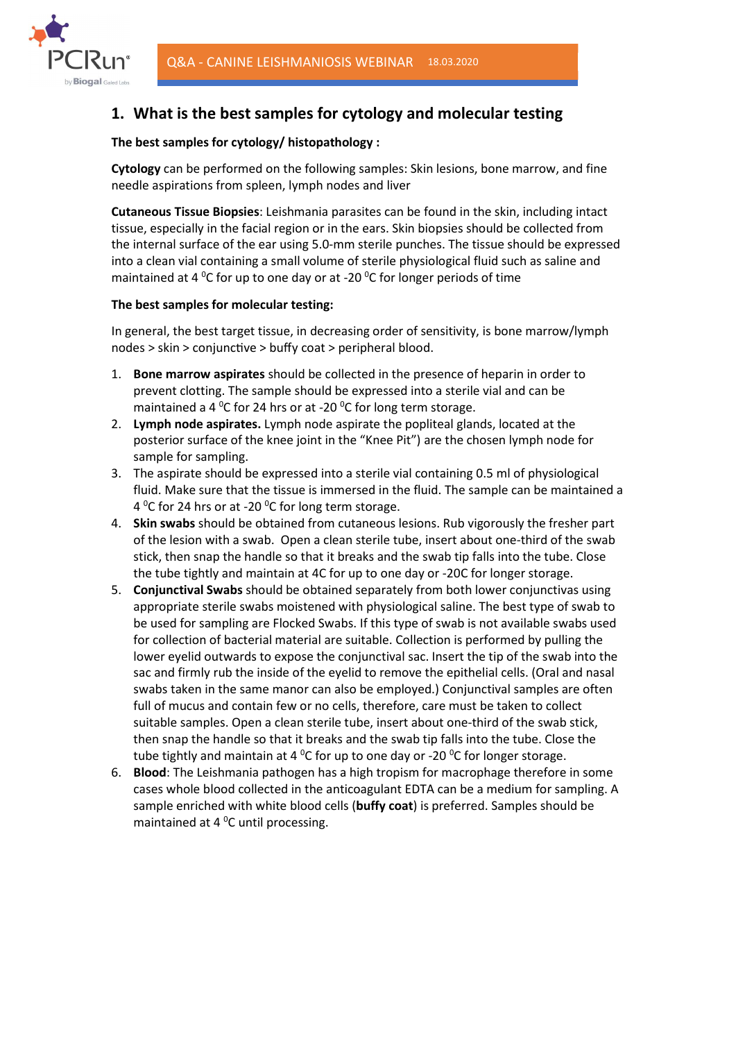## 1. What is the best samples for cytology and molecular testing

**The best samples for cytology/ histopathology :**

**Cytology** can be performed on the following samples: Skin lesions, bone marrow, and fine needle aspirations from spleen, lymph nodes and liver

**Cutaneous Tissue Biopsies**: Leishmania parasites can be found in the skin, including intact tissue, especially in the facial region or in the ears. Skin biopsies should be collected from the internal surface of the ear using 5.0-mm sterile punches. The tissue should be expressed into a clean vial containing a small volume of sterile physiological fluid such as saline and maintained at 4 $^0$C for up to one day or at -20 $^0$C for longer periods of time

**The best samples for molecular testing:**

In general, the best target tissue, in decreasing order of sensitivity, is bone marrow/lymph nodes > skin > conjunctive > buffy coat > peripheral blood.

1. **Bone marrow aspirates** should be collected in the presence of heparin in order to prevent clotting. The sample should be expressed into a sterile vial and can be maintained a 4 $^0$C for 24 hrs or at -20 $^0$C for long term storage.
2. **Lymph node aspirates.** Lymph node aspirate the popliteal glands, located at the posterior surface of the knee joint in the "Knee Pit") are the chosen lymph node for sample for sampling.
3. The aspirate should be expressed into a sterile vial containing 0.5 ml of physiological fluid. Make sure that the tissue is immersed in the fluid. The sample can be maintained a 4 $^0$C for 24 hrs or at -20 $^0$C for long term storage.
4. **Skin swabs** should be obtained from cutaneous lesions. Rub vigorously the fresher part of the lesion with a swab. Open a clean sterile tube, insert about one-third of the swab stick, then snap the handle so that it breaks and the swab tip falls into the tube. Close the tube tightly and maintain at 4C for up to one day or -20C for longer storage.
5. **Conjunctival Swabs** should be obtained separately from both lower conjunctivas using appropriate sterile swabs moistened with physiological saline. The best type of swab to be used for sampling are Flocked Swabs. If this type of swab is not available swabs used for collection of bacterial material are suitable. Collection is performed by pulling the lower eyelid outwards to expose the conjunctival sac. Insert the tip of the swab into the sac and firmly rub the inside of the eyelid to remove the epithelial cells. (Oral and nasal swabs taken in the same manor can also be employed.) Conjunctival samples are often full of mucus and contain few or no cells, therefore, care must be taken to collect suitable samples. Open a clean sterile tube, insert about one-third of the swab stick, then snap the handle so that it breaks and the swab tip falls into the tube. Close the tube tightly and maintain at 4 $^0$C for up to one day or -20 $^0$C for longer storage.
6. **Blood**: The Leishmania pathogen has a high tropism for macrophage therefore in some cases whole blood collected in the anticoagulant EDTA can be a medium for sampling. A sample enriched with white blood cells (**buffy coat**) is preferred. Samples should be maintained at 4 $^0$C until processing.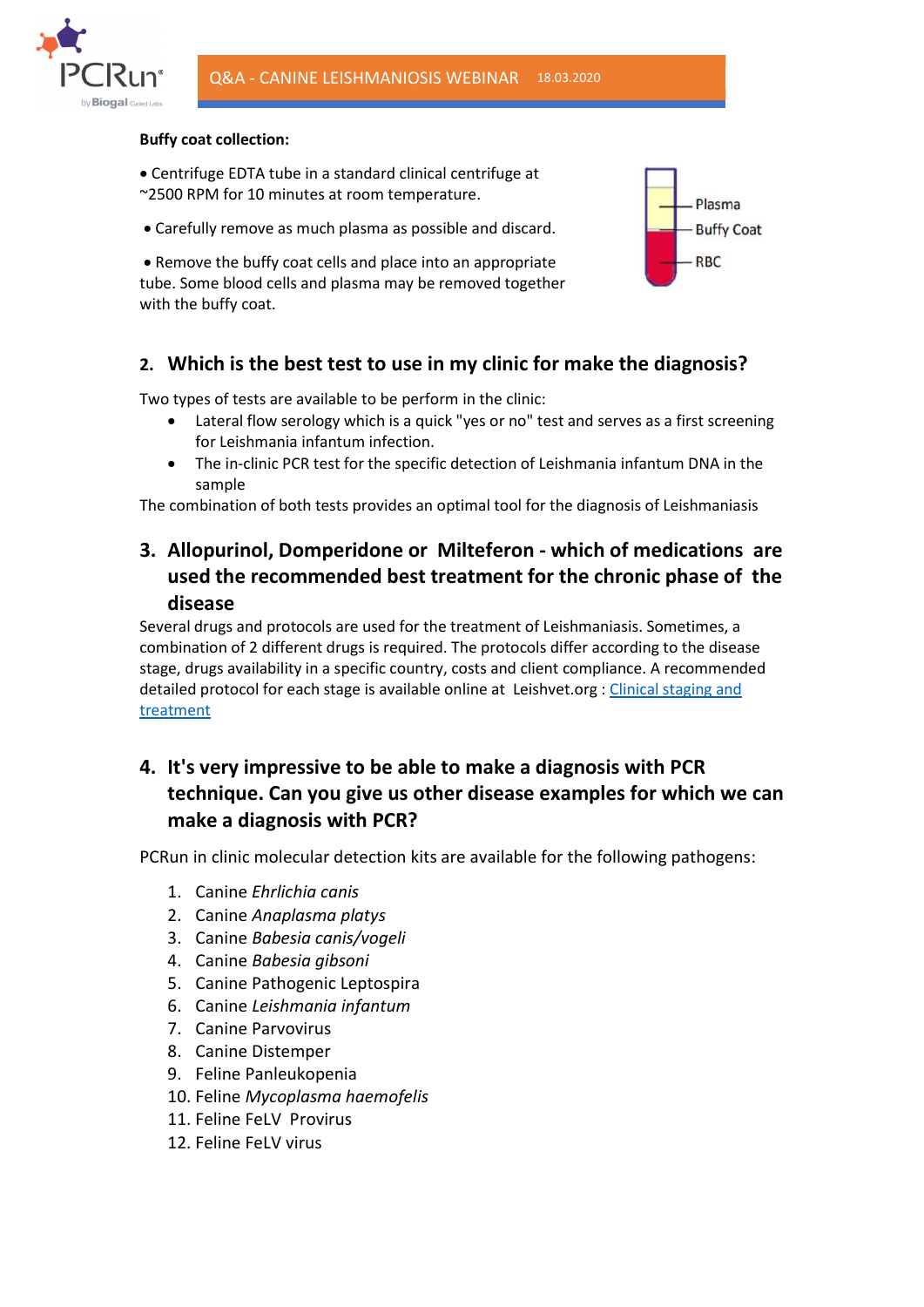**Buffy coat collection:**

- Centrifuge EDTA tube in a standard clinical centrifuge at ~2500 RPM for 10 minutes at room temperature.
- Carefully remove as much plasma as possible and discard.
- Remove the buffy coat cells and place into an appropriate tube. Some blood cells and plasma may be removed together with the buffy coat.

Plasma
Buffy Coat
RBC

## 2. Which is the best test to use in my clinic for make the diagnosis?

Two types of tests are available to be perform in the clinic:

- Lateral flow serology which is a quick "yes or no" test and serves as a first screening for Leishmania infantum infection.
- The in-clinic PCR test for the specific detection of Leishmania infantum DNA in the sample

The combination of both tests provides an optimal tool for the diagnosis of Leishmaniasis

## 3. Allopurinol, Domperidone or Milteferon - which of medications are used the recommended best treatment for the chronic phase of the disease

Several drugs and protocols are used for the treatment of Leishmaniasis. Sometimes, a combination of 2 different drugs is required. The protocols differ according to the disease stage, drugs availability in a specific country, costs and client compliance. A recommended detailed protocol for each stage is available online at Leishvet.org : [Clinical staging and treatment]

## 4. It's very impressive to be able to make a diagnosis with PCR technique. Can you give us other disease examples for which we can make a diagnosis with PCR?

PCRun in clinic molecular detection kits are available for the following pathogens:

1. Canine *Ehrlichia canis*
2. Canine *Anaplasma platys*
3. Canine *Babesia canis/vogeli*
4. Canine *Babesia gibsoni*
5. Canine Pathogenic Leptospira
6. Canine *Leishmania infantum*
7. Canine Parvovirus
8. Canine Distemper
9. Feline Panleukopenia
10. Feline *Mycoplasma haemofelis*
11. Feline FeLV Provirus
12. Feline FeLV virus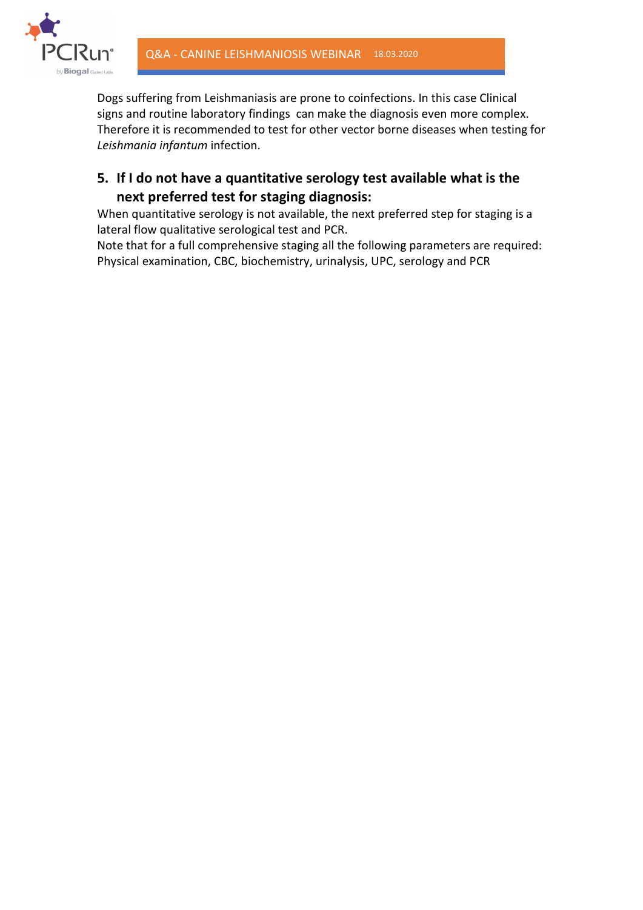Dogs suffering from Leishmaniasis are prone to coinfections. In this case Clinical signs and routine laboratory findings can make the diagnosis even more complex. Therefore it is recommended to test for other vector borne diseases when testing for *Leishmania infantum* infection.

## 5. If I do not have a quantitative serology test available what is the next preferred test for staging diagnosis:

When quantitative serology is not available, the next preferred step for staging is a lateral flow qualitative serological test and PCR.

Note that for a full comprehensive staging all the following parameters are required: Physical examination, CBC, biochemistry, urinalysis, UPC, serology and PCR